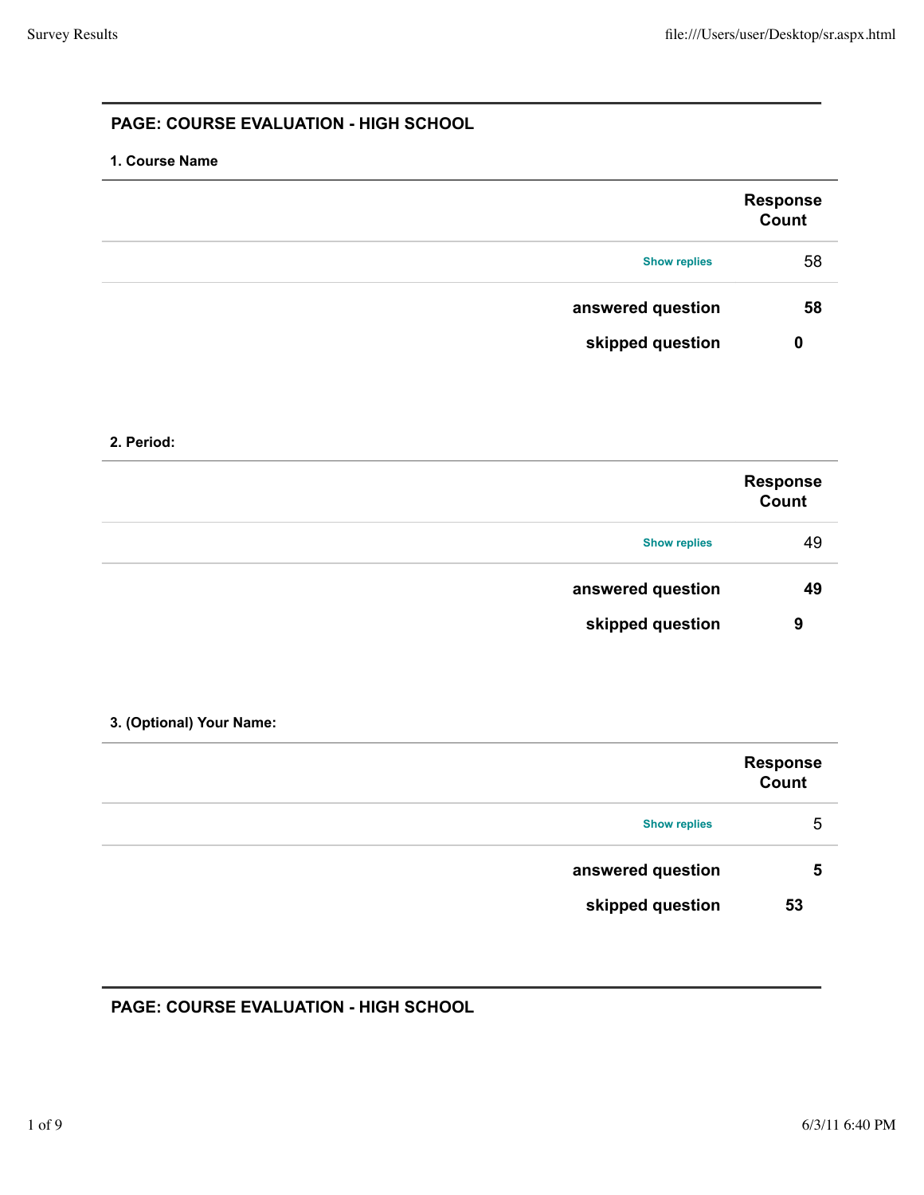## PAGE: COURSE EVALUATION - HIGH SCHOOL

**1. Course Name**

| | Response Count |
|---|---|
| Show replies | 58 |
| **answered question** | **58** |
| **skipped question** | **0** |

**2. Period:**

| | Response Count |
|---|---|
| Show replies | 49 |
| **answered question** | **49** |
| **skipped question** | **9** |

**3. (Optional) Your Name:**

| | Response Count |
|---|---|
| Show replies | 5 |
| **answered question** | **5** |
| **skipped question** | **53** |

## PAGE: COURSE EVALUATION - HIGH SCHOOL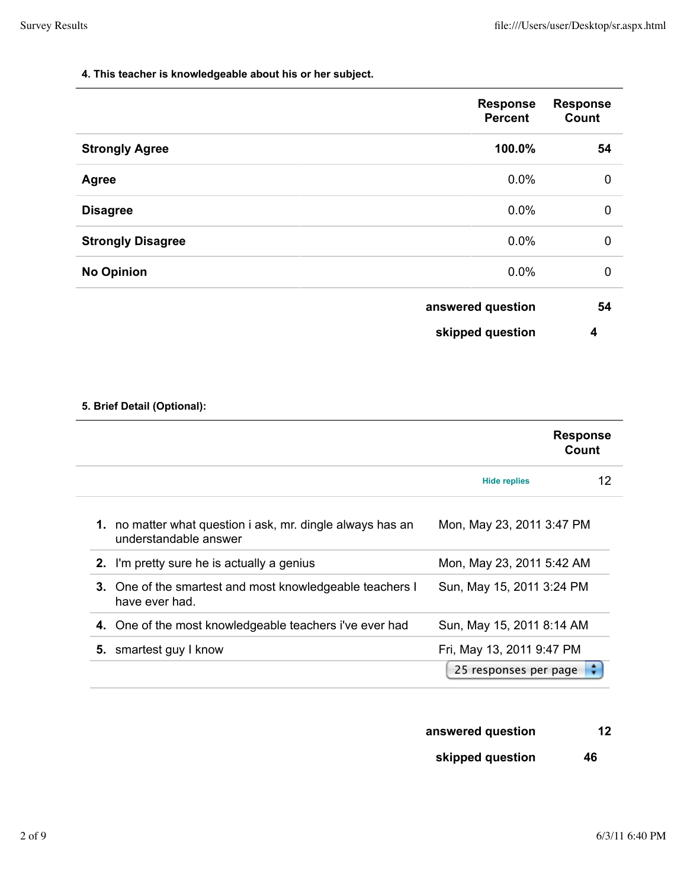#### 4. This teacher is knowledgeable about his or her subject.

| | Response Percent | Response Count |
|---|---|---|
| **Strongly Agree** | **100.0%** | **54** |
| **Agree** | 0.0% | 0 |
| **Disagree** | 0.0% | 0 |
| **Strongly Disagree** | 0.0% | 0 |
| **No Opinion** | 0.0% | 0 |
| | **answered question** | **54** |
| | **skipped question** | **4** |

#### 5. Brief Detail (Optional):

| | | Response Count |
|---|---|---|
| | Hide replies | 12 |

| # | Response | Date |
|---|---|---|
| **1.** | no matter what question i ask, mr. dingle always has an understandable answer | Mon, May 23, 2011 3:47 PM |
| **2.** | I'm pretty sure he is actually a genius | Mon, May 23, 2011 5:42 AM |
| **3.** | One of the smartest and most knowledgeable teachers I have ever had. | Sun, May 15, 2011 3:24 PM |
| **4.** | One of the most knowledgeable teachers i've ever had | Sun, May 15, 2011 8:14 AM |
| **5.** | smartest guy I know | Fri, May 13, 2011 9:47 PM |

25 responses per page

| | |
|---|---|
| **answered question** | **12** |
| **skipped question** | **46** |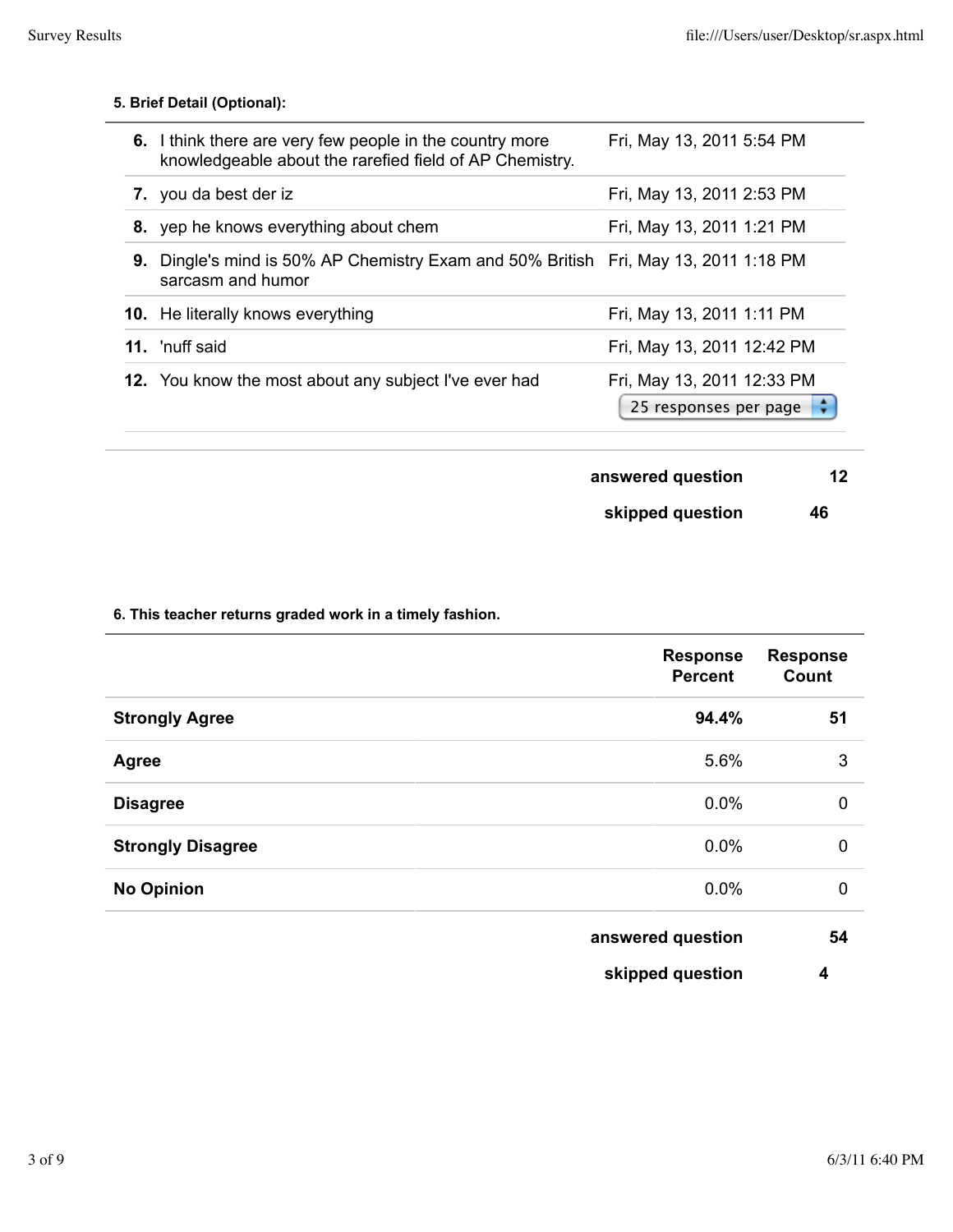**5. Brief Detail (Optional):**

| | | |
|---|---|---|
| **6.** | I think there are very few people in the country more knowledgeable about the rarefied field of AP Chemistry. | Fri, May 13, 2011 5:54 PM |
| **7.** | you da best der iz | Fri, May 13, 2011 2:53 PM |
| **8.** | yep he knows everything about chem | Fri, May 13, 2011 1:21 PM |
| **9.** | Dingle's mind is 50% AP Chemistry Exam and 50% British sarcasm and humor | Fri, May 13, 2011 1:18 PM |
| **10.** | He literally knows everything | Fri, May 13, 2011 1:11 PM |
| **11.** | 'nuff said | Fri, May 13, 2011 12:42 PM |
| **12.** | You know the most about any subject I've ever had | Fri, May 13, 2011 12:33 PM |

25 responses per page

| | |
|---|---|
| **answered question** | **12** |
| **skipped question** | **46** |

**6. This teacher returns graded work in a timely fashion.**

| | Response Percent | Response Count |
|---|---|---|
| **Strongly Agree** | **94.4%** | **51** |
| **Agree** | 5.6% | 3 |
| **Disagree** | 0.0% | 0 |
| **Strongly Disagree** | 0.0% | 0 |
| **No Opinion** | 0.0% | 0 |
| | **answered question** | **54** |
| | **skipped question** | **4** |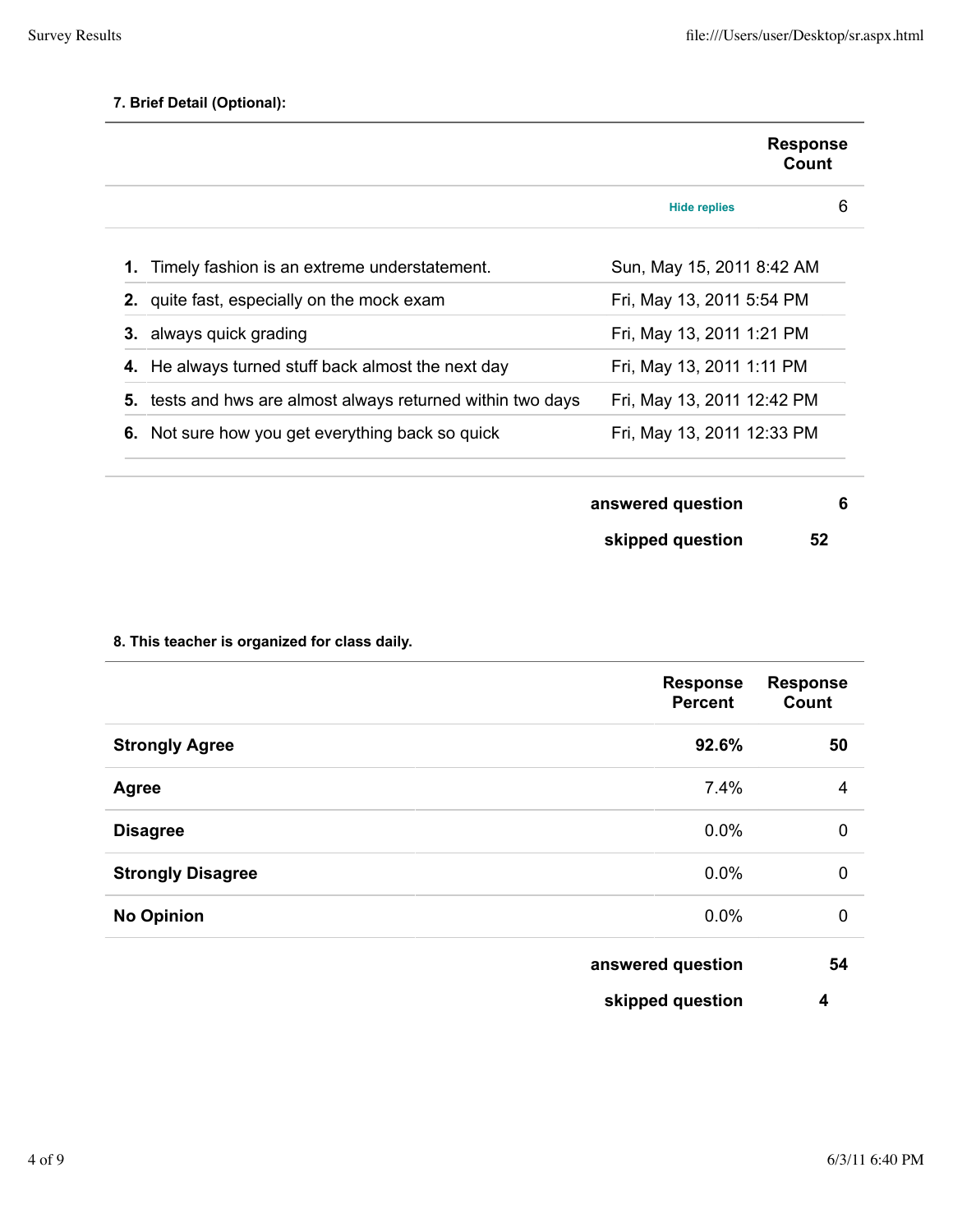**7. Brief Detail (Optional):**

| | Response Count |
|---|---|
| Hide replies | 6 |

| # | Response | Date |
|---|---|---|
| 1. | Timely fashion is an extreme understatement. | Sun, May 15, 2011 8:42 AM |
| 2. | quite fast, especially on the mock exam | Fri, May 13, 2011 5:54 PM |
| 3. | always quick grading | Fri, May 13, 2011 1:21 PM |
| 4. | He always turned stuff back almost the next day | Fri, May 13, 2011 1:11 PM |
| 5. | tests and hws are almost always returned within two days | Fri, May 13, 2011 12:42 PM |
| 6. | Not sure how you get everything back so quick | Fri, May 13, 2011 12:33 PM |

| | |
|---|---|
| **answered question** | **6** |
| **skipped question** | **52** |

**8. This teacher is organized for class daily.**

| | Response Percent | Response Count |
|---|---|---|
| **Strongly Agree** | **92.6%** | **50** |
| **Agree** | 7.4% | 4 |
| **Disagree** | 0.0% | 0 |
| **Strongly Disagree** | 0.0% | 0 |
| **No Opinion** | 0.0% | 0 |
| | **answered question** | **54** |
| | **skipped question** | **4** |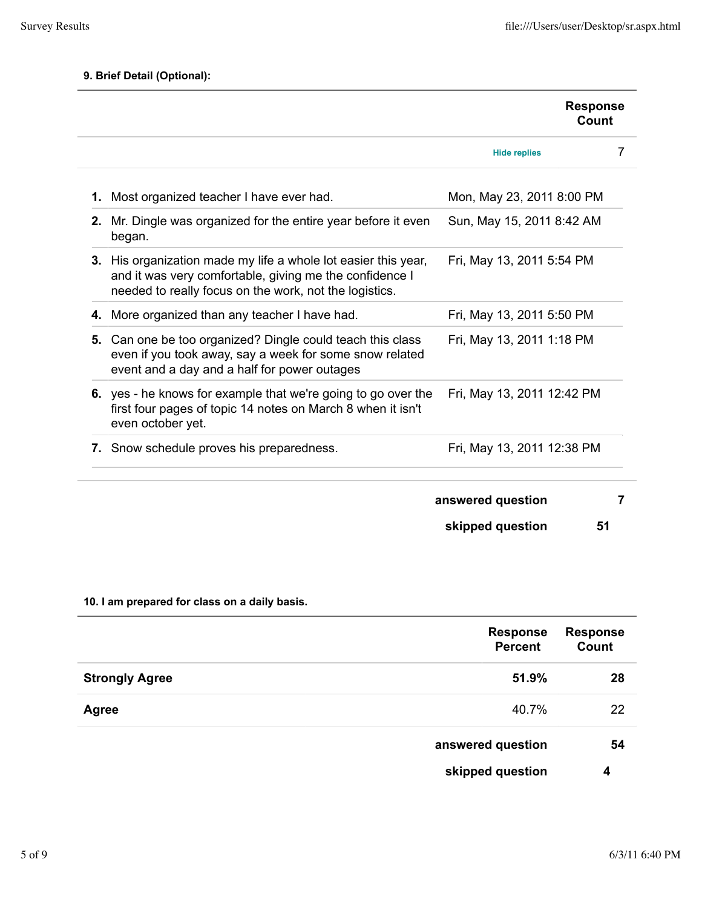**9. Brief Detail (Optional):**

| | | Response Count |
|---|---|---|
| | Hide replies | 7 |

| # | Response | Date |
|---|---|---|
| 1. | Most organized teacher I have ever had. | Mon, May 23, 2011 8:00 PM |
| 2. | Mr. Dingle was organized for the entire year before it even began. | Sun, May 15, 2011 8:42 AM |
| 3. | His organization made my life a whole lot easier this year, and it was very comfortable, giving me the confidence I needed to really focus on the work, not the logistics. | Fri, May 13, 2011 5:54 PM |
| 4. | More organized than any teacher I have had. | Fri, May 13, 2011 5:50 PM |
| 5. | Can one be too organized? Dingle could teach this class even if you took away, say a week for some snow related event and a day and a half for power outages | Fri, May 13, 2011 1:18 PM |
| 6. | yes - he knows for example that we're going to go over the first four pages of topic 14 notes on March 8 when it isn't even october yet. | Fri, May 13, 2011 12:42 PM |
| 7. | Snow schedule proves his preparedness. | Fri, May 13, 2011 12:38 PM |

| | |
|---|---|
| **answered question** | **7** |
| **skipped question** | **51** |

**10. I am prepared for class on a daily basis.**

| | Response Percent | Response Count |
|---|---|---|
| **Strongly Agree** | **51.9%** | **28** |
| **Agree** | 40.7% | 22 |
| | **answered question** | **54** |
| | **skipped question** | **4** |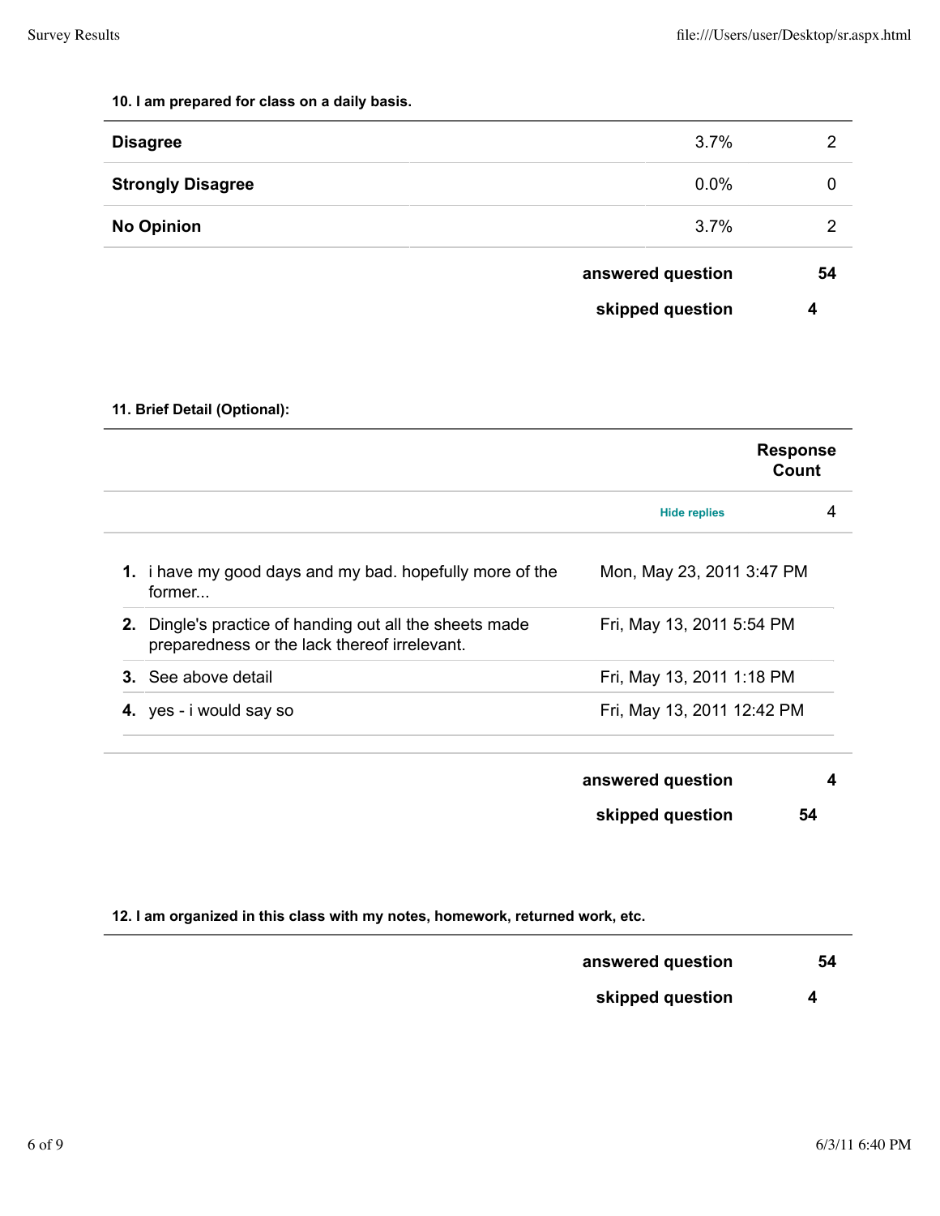**10. I am prepared for class on a daily basis.**

| | | |
|---|---|---|
| **Disagree** | 3.7% | 2 |
| **Strongly Disagree** | 0.0% | 0 |
| **No Opinion** | 3.7% | 2 |
| | **answered question** | **54** |
| | **skipped question** | **4** |

**11. Brief Detail (Optional):**

| | | **Response Count** |
|---|---|---|
| | Hide replies | 4 |

| # | Response | Date |
|---|---|---|
| 1. | i have my good days and my bad. hopefully more of the former... | Mon, May 23, 2011 3:47 PM |
| 2. | Dingle's practice of handing out all the sheets made preparedness or the lack thereof irrelevant. | Fri, May 13, 2011 5:54 PM |
| 3. | See above detail | Fri, May 13, 2011 1:18 PM |
| 4. | yes - i would say so | Fri, May 13, 2011 12:42 PM |

| | |
|---|---|
| **answered question** | **4** |
| **skipped question** | **54** |

**12. I am organized in this class with my notes, homework, returned work, etc.**

| | |
|---|---|
| **answered question** | **54** |
| **skipped question** | **4** |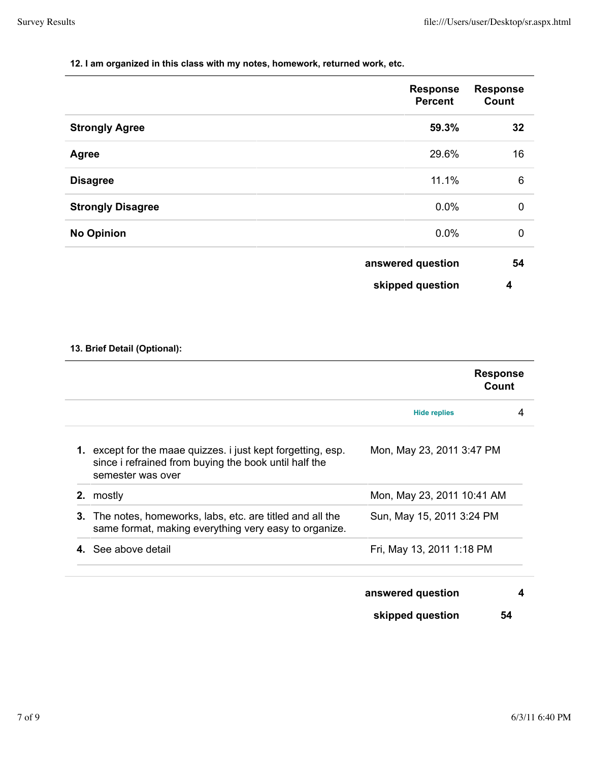**12. I am organized in this class with my notes, homework, returned work, etc.**

| | Response Percent | Response Count |
|---|---|---|
| **Strongly Agree** | **59.3%** | **32** |
| **Agree** | 29.6% | 16 |
| **Disagree** | 11.1% | 6 |
| **Strongly Disagree** | 0.0% | 0 |
| **No Opinion** | 0.0% | 0 |
| | **answered question** | **54** |
| | **skipped question** | **4** |

**13. Brief Detail (Optional):**

| | Response Count |
|---|---|
| Hide replies | 4 |

| # | Response | Date |
|---|---|---|
| **1.** | except for the maae quizzes. i just kept forgetting, esp. since i refrained from buying the book until half the semester was over | Mon, May 23, 2011 3:47 PM |
| **2.** | mostly | Mon, May 23, 2011 10:41 AM |
| **3.** | The notes, homeworks, labs, etc. are titled and all the same format, making everything very easy to organize. | Sun, May 15, 2011 3:24 PM |
| **4.** | See above detail | Fri, May 13, 2011 1:18 PM |

| | |
|---|---|
| **answered question** | **4** |
| **skipped question** | **54** |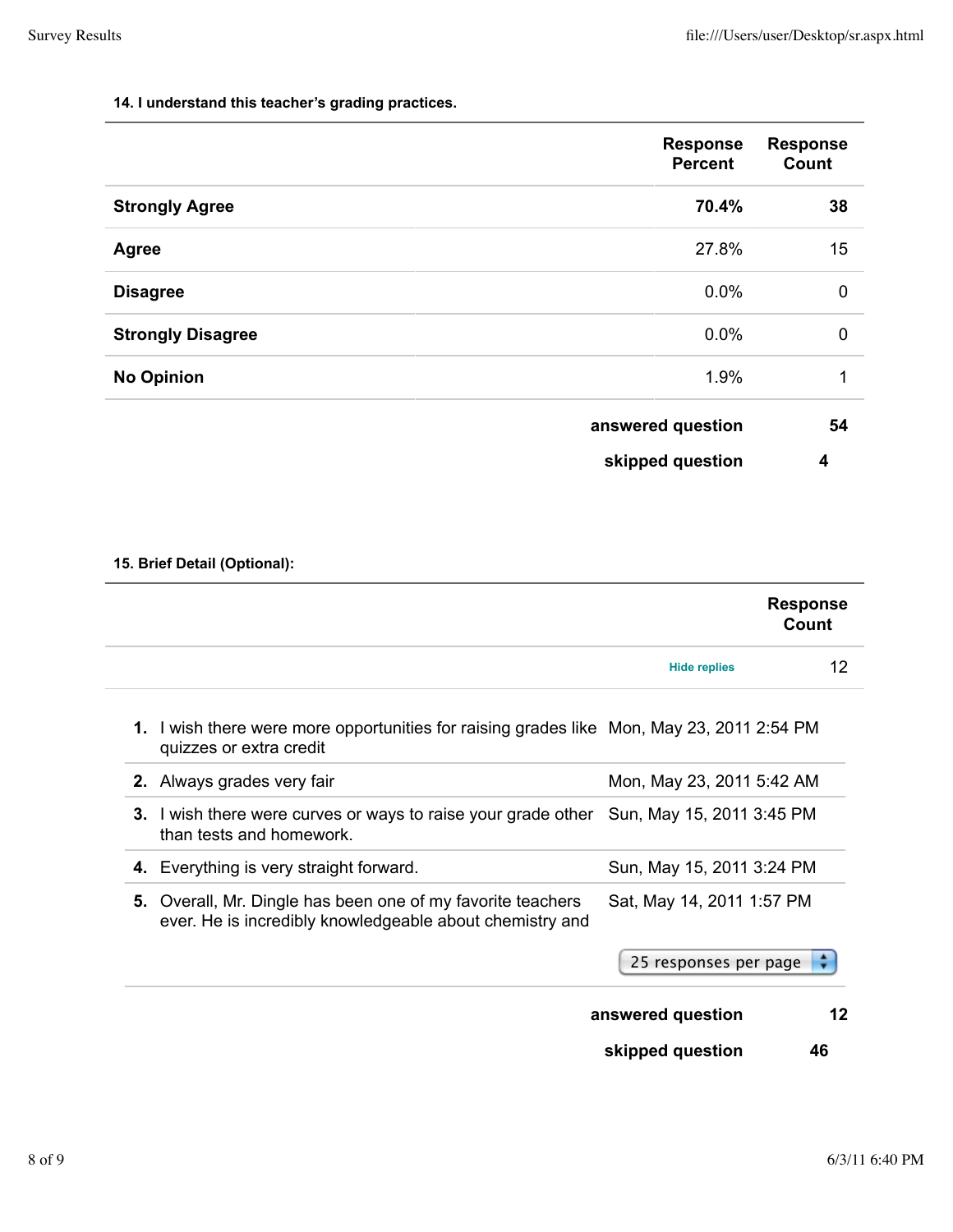**14. I understand this teacher's grading practices.**

| | Response Percent | Response Count |
|---|---|---|
| **Strongly Agree** | **70.4%** | **38** |
| **Agree** | 27.8% | 15 |
| **Disagree** | 0.0% | 0 |
| **Strongly Disagree** | 0.0% | 0 |
| **No Opinion** | 1.9% | 1 |
| | **answered question** | **54** |
| | **skipped question** | **4** |

**15. Brief Detail (Optional):**

| | Response Count |
|---|---|
| Hide replies | 12 |

| # | Response | Date |
|---|---|---|
| **1.** | I wish there were more opportunities for raising grades like quizzes or extra credit | Mon, May 23, 2011 2:54 PM |
| **2.** | Always grades very fair | Mon, May 23, 2011 5:42 AM |
| **3.** | I wish there were curves or ways to raise your grade other than tests and homework. | Sun, May 15, 2011 3:45 PM |
| **4.** | Everything is very straight forward. | Sun, May 15, 2011 3:24 PM |
| **5.** | Overall, Mr. Dingle has been one of my favorite teachers ever. He is incredibly knowledgeable about chemistry and | Sat, May 14, 2011 1:57 PM |

25 responses per page

| | |
|---|---|
| **answered question** | **12** |
| **skipped question** | **46** |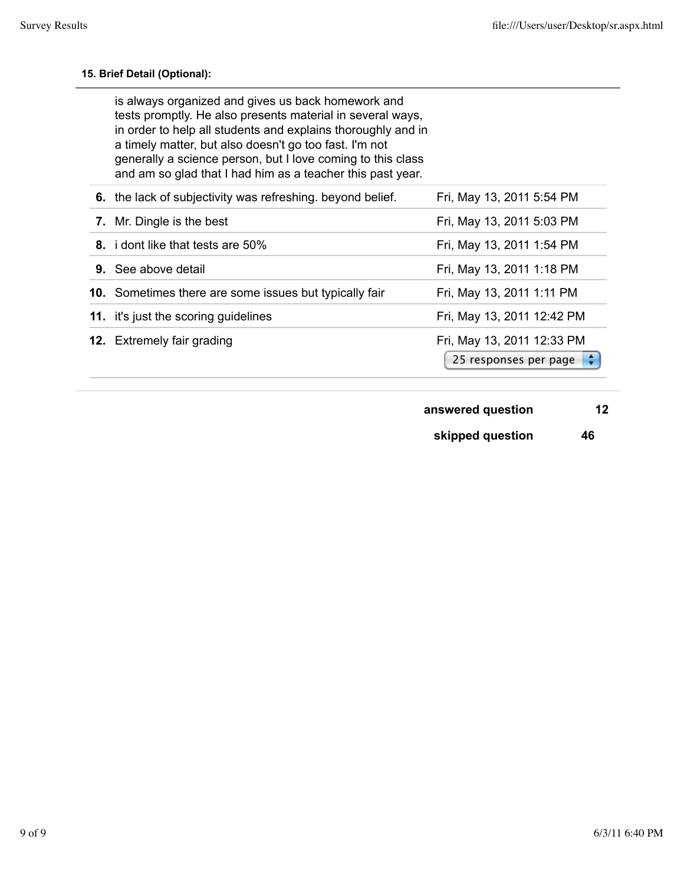**15. Brief Detail (Optional):**

| | | |
|---|---|---|
| | is always organized and gives us back homework and tests promptly. He also presents material in several ways, in order to help all students and explains thoroughly and in a timely matter, but also doesn't go too fast. I'm not generally a science person, but I love coming to this class and am so glad that I had him as a teacher this past year. | |
| **6.** | the lack of subjectivity was refreshing. beyond belief. | Fri, May 13, 2011 5:54 PM |
| **7.** | Mr. Dingle is the best | Fri, May 13, 2011 5:03 PM |
| **8.** | i dont like that tests are 50% | Fri, May 13, 2011 1:54 PM |
| **9.** | See above detail | Fri, May 13, 2011 1:18 PM |
| **10.** | Sometimes there are some issues but typically fair | Fri, May 13, 2011 1:11 PM |
| **11.** | it's just the scoring guidelines | Fri, May 13, 2011 12:42 PM |
| **12.** | Extremely fair grading | Fri, May 13, 2011 12:33 PM |

25 responses per page

| | |
|---|---|
| **answered question** | **12** |
| **skipped question** | **46** |